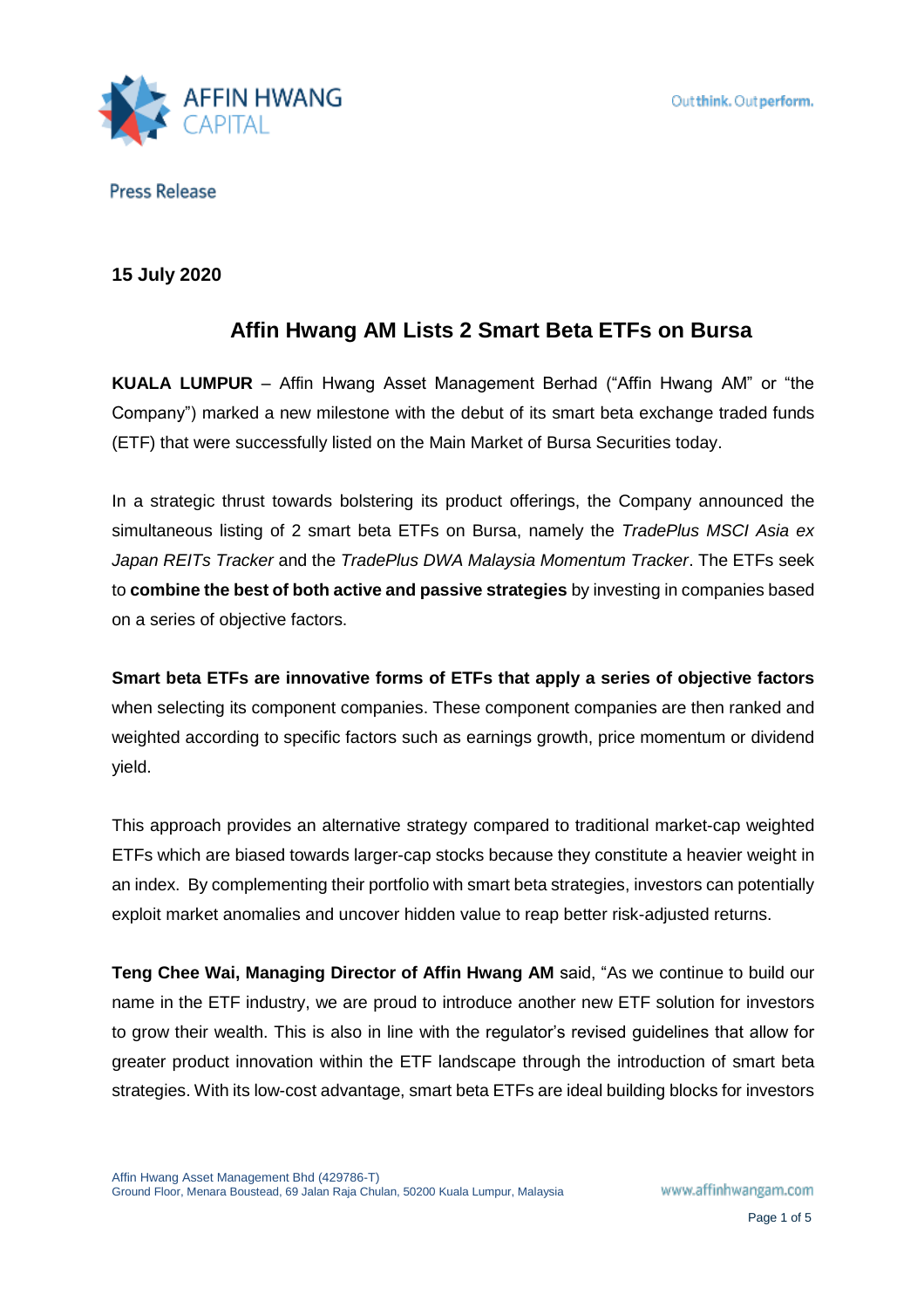Press Release

**15 July 2020**

## Affin Hwang AM Lists 2 Smart Beta ETFs on Bursa

**KUALA LUMPUR** – Affin Hwang Asset Management Berhad ("Affin Hwang AM" or "the Company") marked a new milestone with the debut of its smart beta exchange traded funds (ETF) that were successfully listed on the Main Market of Bursa Securities today.

In a strategic thrust towards bolstering its product offerings, the Company announced the simultaneous listing of 2 smart beta ETFs on Bursa, namely the *TradePlus MSCI Asia ex Japan REITs Tracker* and the *TradePlus DWA Malaysia Momentum Tracker*. The ETFs seek to **combine the best of both active and passive strategies** by investing in companies based on a series of objective factors.

**Smart beta ETFs are innovative forms of ETFs that apply a series of objective factors** when selecting its component companies. These component companies are then ranked and weighted according to specific factors such as earnings growth, price momentum or dividend yield.

This approach provides an alternative strategy compared to traditional market-cap weighted ETFs which are biased towards larger-cap stocks because they constitute a heavier weight in an index. By complementing their portfolio with smart beta strategies, investors can potentially exploit market anomalies and uncover hidden value to reap better risk-adjusted returns.

**Teng Chee Wai, Managing Director of Affin Hwang AM** said, "As we continue to build our name in the ETF industry, we are proud to introduce another new ETF solution for investors to grow their wealth. This is also in line with the regulator's revised guidelines that allow for greater product innovation within the ETF landscape through the introduction of smart beta strategies. With its low-cost advantage, smart beta ETFs are ideal building blocks for investors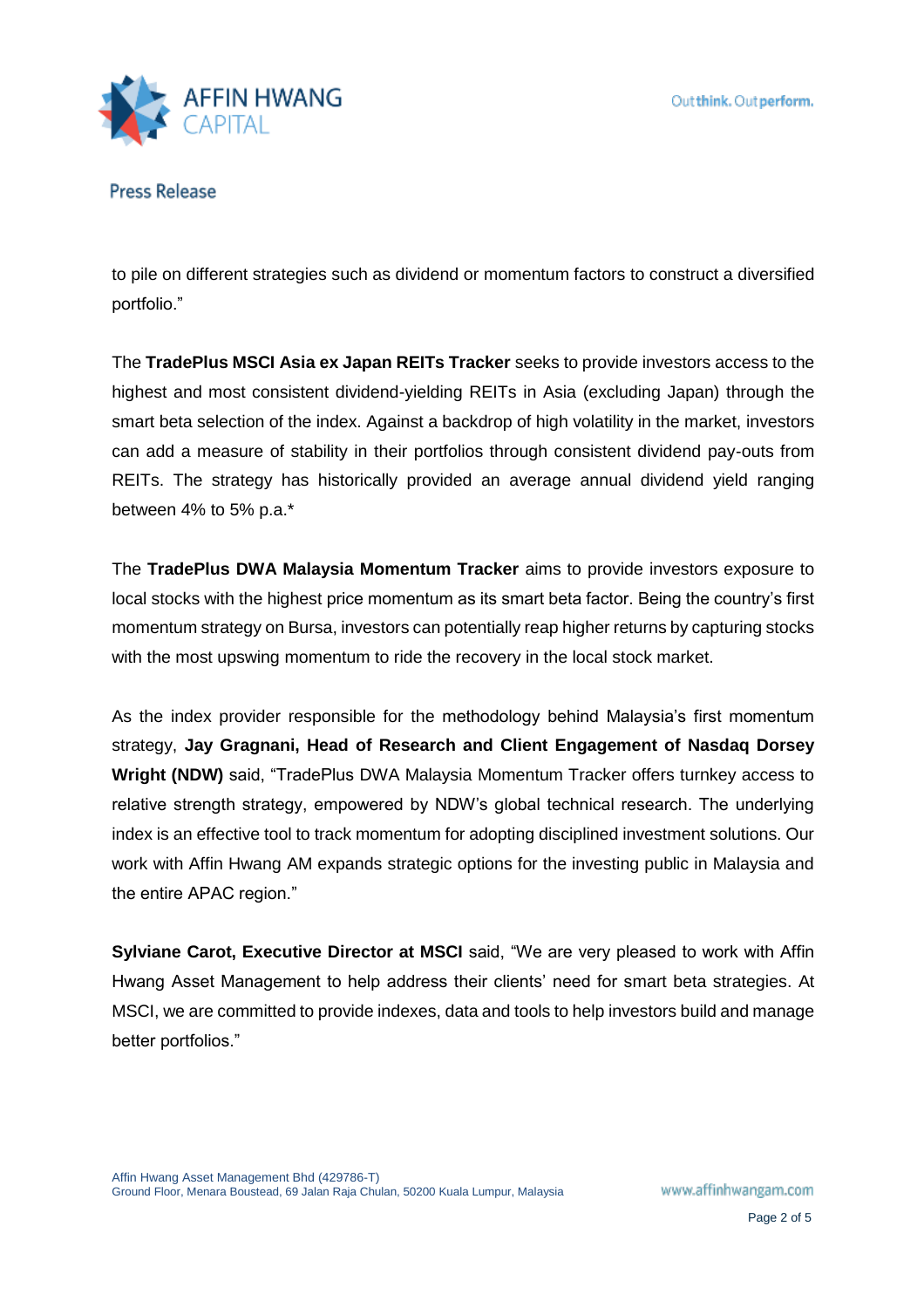to pile on different strategies such as dividend or momentum factors to construct a diversified portfolio."

The **TradePlus MSCI Asia ex Japan REITs Tracker** seeks to provide investors access to the highest and most consistent dividend-yielding REITs in Asia (excluding Japan) through the smart beta selection of the index. Against a backdrop of high volatility in the market, investors can add a measure of stability in their portfolios through consistent dividend pay-outs from REITs. The strategy has historically provided an average annual dividend yield ranging between 4% to 5% p.a.*

The **TradePlus DWA Malaysia Momentum Tracker** aims to provide investors exposure to local stocks with the highest price momentum as its smart beta factor. Being the country's first momentum strategy on Bursa, investors can potentially reap higher returns by capturing stocks with the most upswing momentum to ride the recovery in the local stock market.

As the index provider responsible for the methodology behind Malaysia's first momentum strategy, **Jay Gragnani, Head of Research and Client Engagement of Nasdaq Dorsey Wright (NDW)** said, "TradePlus DWA Malaysia Momentum Tracker offers turnkey access to relative strength strategy, empowered by NDW's global technical research. The underlying index is an effective tool to track momentum for adopting disciplined investment solutions. Our work with Affin Hwang AM expands strategic options for the investing public in Malaysia and the entire APAC region."

**Sylviane Carot, Executive Director at MSCI** said, "We are very pleased to work with Affin Hwang Asset Management to help address their clients' need for smart beta strategies. At MSCI, we are committed to provide indexes, data and tools to help investors build and manage better portfolios."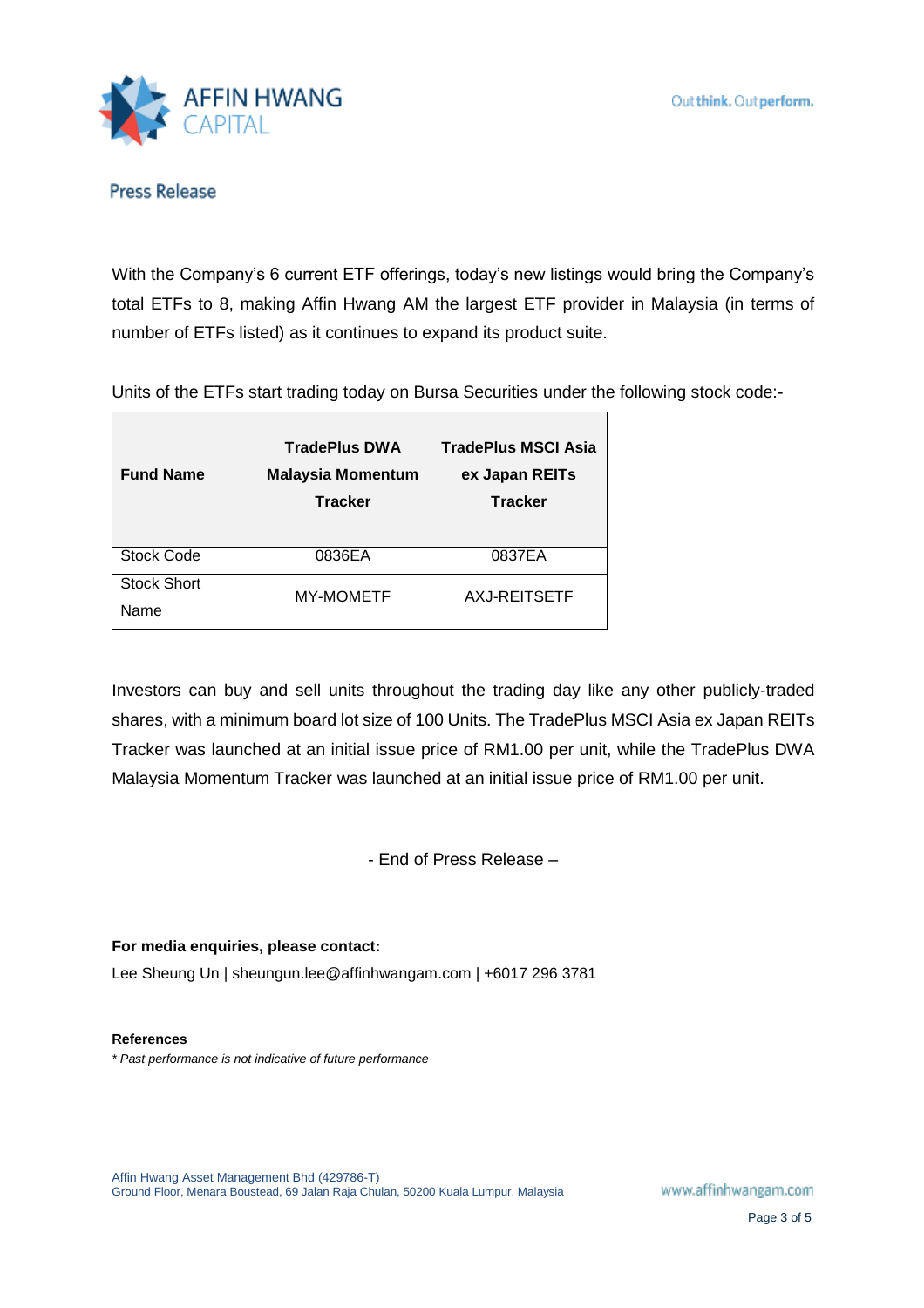With the Company's 6 current ETF offerings, today's new listings would bring the Company's total ETFs to 8, making Affin Hwang AM the largest ETF provider in Malaysia (in terms of number of ETFs listed) as it continues to expand its product suite.

Units of the ETFs start trading today on Bursa Securities under the following stock code:-

| **Fund Name** | **TradePlus DWA Malaysia Momentum Tracker** | **TradePlus MSCI Asia ex Japan REITs Tracker** |
|---|---|---|
| Stock Code | 0836EA | 0837EA |
| Stock Short Name | MY-MOMETF | AXJ-REITSETF |

Investors can buy and sell units throughout the trading day like any other publicly-traded shares, with a minimum board lot size of 100 Units. The TradePlus MSCI Asia ex Japan REITs Tracker was launched at an initial issue price of RM1.00 per unit, while the TradePlus DWA Malaysia Momentum Tracker was launched at an initial issue price of RM1.00 per unit.

- End of Press Release –

**For media enquiries, please contact:**

Lee Sheung Un | sheungun.lee@affinhwangam.com | +6017 296 3781

**References**

*\* Past performance is not indicative of future performance*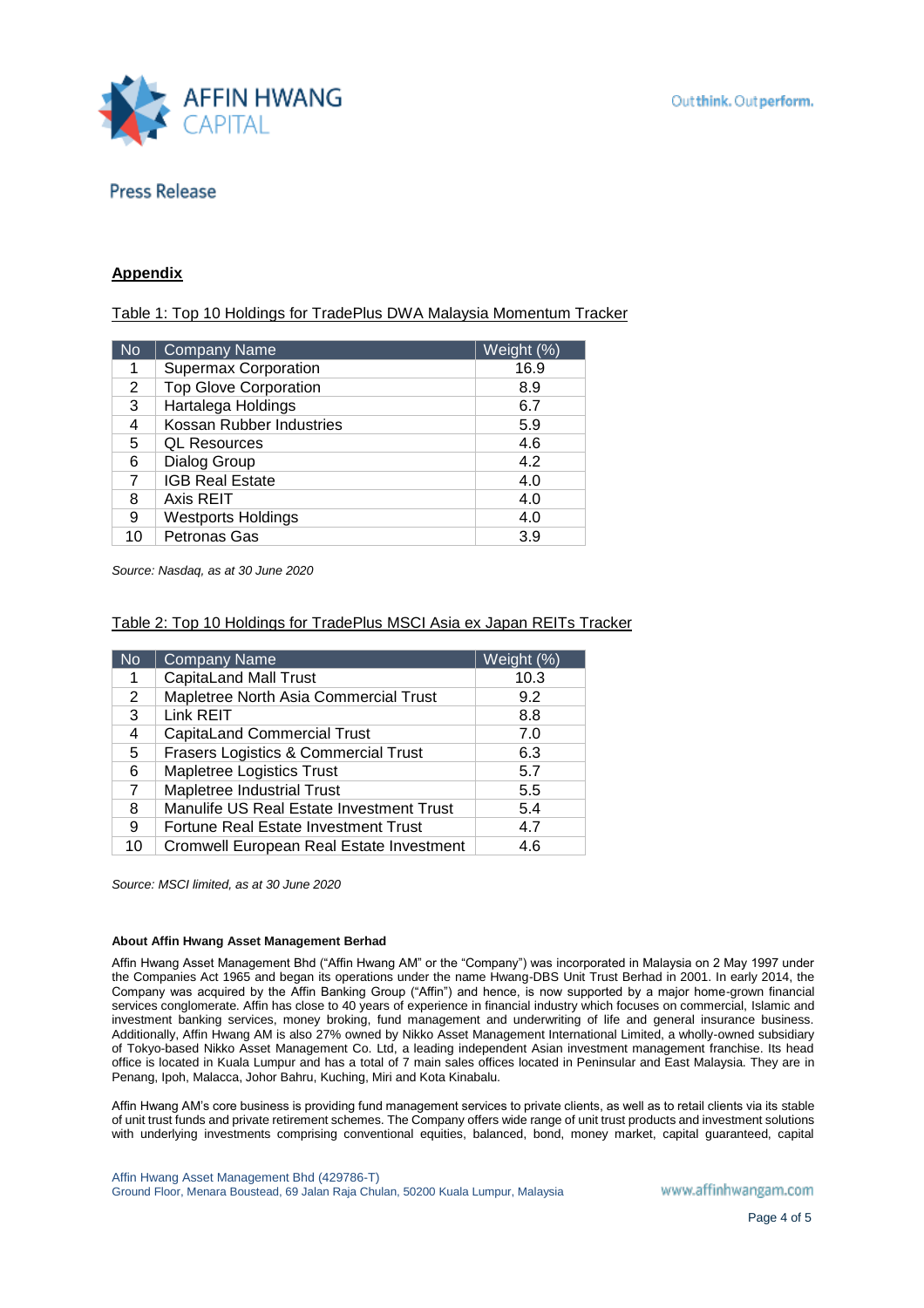## Appendix

Table 1: Top 10 Holdings for TradePlus DWA Malaysia Momentum Tracker

| No | Company Name | Weight (%) |
|---|---|---|
| 1 | Supermax Corporation | 16.9 |
| 2 | Top Glove Corporation | 8.9 |
| 3 | Hartalega Holdings | 6.7 |
| 4 | Kossan Rubber Industries | 5.9 |
| 5 | QL Resources | 4.6 |
| 6 | Dialog Group | 4.2 |
| 7 | IGB Real Estate | 4.0 |
| 8 | Axis REIT | 4.0 |
| 9 | Westports Holdings | 4.0 |
| 10 | Petronas Gas | 3.9 |

*Source: Nasdaq, as at 30 June 2020*

Table 2: Top 10 Holdings for TradePlus MSCI Asia ex Japan REITs Tracker

| No | Company Name | Weight (%) |
|---|---|---|
| 1 | CapitaLand Mall Trust | 10.3 |
| 2 | Mapletree North Asia Commercial Trust | 9.2 |
| 3 | Link REIT | 8.8 |
| 4 | CapitaLand Commercial Trust | 7.0 |
| 5 | Frasers Logistics & Commercial Trust | 6.3 |
| 6 | Mapletree Logistics Trust | 5.7 |
| 7 | Mapletree Industrial Trust | 5.5 |
| 8 | Manulife US Real Estate Investment Trust | 5.4 |
| 9 | Fortune Real Estate Investment Trust | 4.7 |
| 10 | Cromwell European Real Estate Investment | 4.6 |

*Source: MSCI limited, as at 30 June 2020*

**About Affin Hwang Asset Management Berhad**

Affin Hwang Asset Management Bhd ("Affin Hwang AM" or the "Company") was incorporated in Malaysia on 2 May 1997 under the Companies Act 1965 and began its operations under the name Hwang-DBS Unit Trust Berhad in 2001. In early 2014, the Company was acquired by the Affin Banking Group ("Affin") and hence, is now supported by a major home-grown financial services conglomerate. Affin has close to 40 years of experience in financial industry which focuses on commercial, Islamic and investment banking services, money broking, fund management and underwriting of life and general insurance business. Additionally, Affin Hwang AM is also 27% owned by Nikko Asset Management International Limited, a wholly-owned subsidiary of Tokyo-based Nikko Asset Management Co. Ltd, a leading independent Asian investment management franchise. Its head office is located in Kuala Lumpur and has a total of 7 main sales offices located in Peninsular and East Malaysia. They are in Penang, Ipoh, Malacca, Johor Bahru, Kuching, Miri and Kota Kinabalu.

Affin Hwang AM's core business is providing fund management services to private clients, as well as to retail clients via its stable of unit trust funds and private retirement schemes. The Company offers wide range of unit trust products and investment solutions with underlying investments comprising conventional equities, balanced, bond, money market, capital guaranteed, capital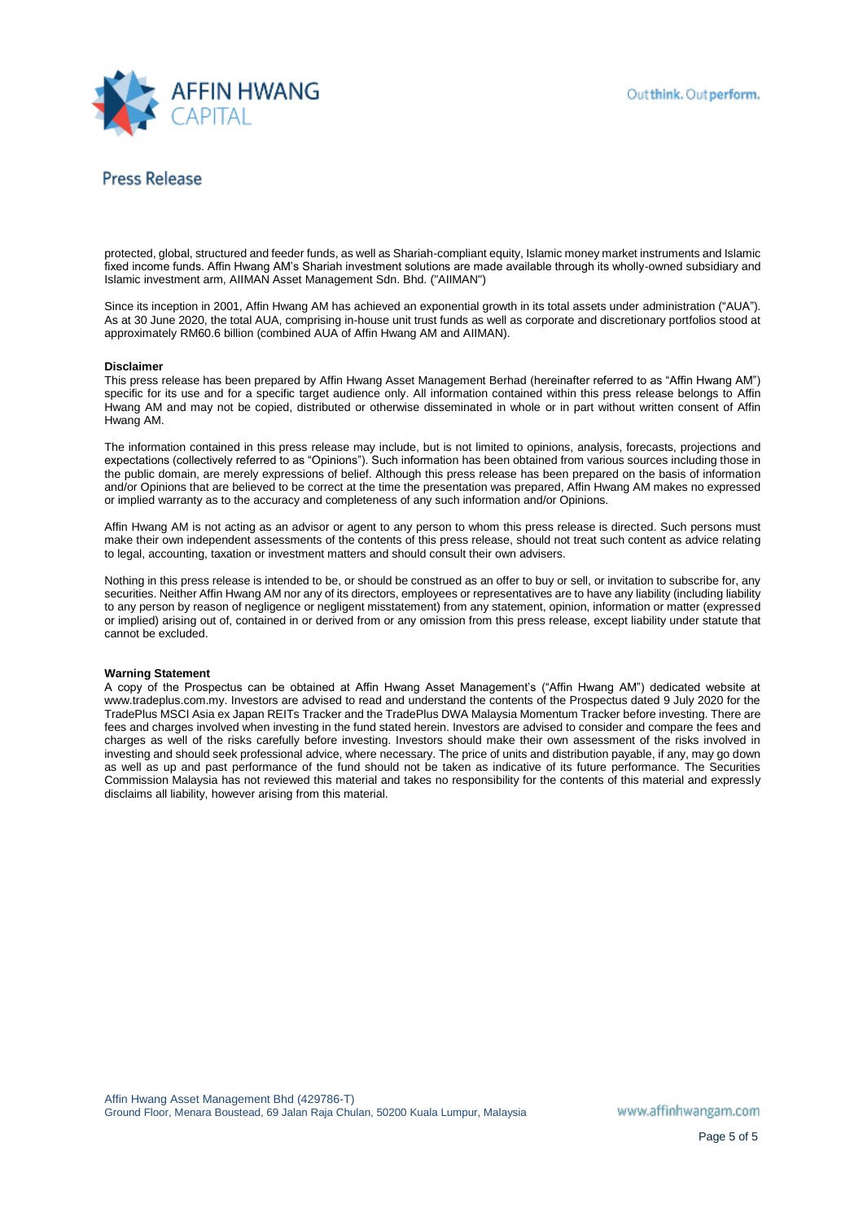protected, global, structured and feeder funds, as well as Shariah-compliant equity, Islamic money market instruments and Islamic fixed income funds. Affin Hwang AM's Shariah investment solutions are made available through its wholly-owned subsidiary and Islamic investment arm, AIIMAN Asset Management Sdn. Bhd. ("AIIMAN")

Since its inception in 2001, Affin Hwang AM has achieved an exponential growth in its total assets under administration ("AUA"). As at 30 June 2020, the total AUA, comprising in-house unit trust funds as well as corporate and discretionary portfolios stood at approximately RM60.6 billion (combined AUA of Affin Hwang AM and AIIMAN).

**Disclaimer**

This press release has been prepared by Affin Hwang Asset Management Berhad (hereinafter referred to as "Affin Hwang AM") specific for its use and for a specific target audience only. All information contained within this press release belongs to Affin Hwang AM and may not be copied, distributed or otherwise disseminated in whole or in part without written consent of Affin Hwang AM.

The information contained in this press release may include, but is not limited to opinions, analysis, forecasts, projections and expectations (collectively referred to as "Opinions"). Such information has been obtained from various sources including those in the public domain, are merely expressions of belief. Although this press release has been prepared on the basis of information and/or Opinions that are believed to be correct at the time the presentation was prepared, Affin Hwang AM makes no expressed or implied warranty as to the accuracy and completeness of any such information and/or Opinions.

Affin Hwang AM is not acting as an advisor or agent to any person to whom this press release is directed. Such persons must make their own independent assessments of the contents of this press release, should not treat such content as advice relating to legal, accounting, taxation or investment matters and should consult their own advisers.

Nothing in this press release is intended to be, or should be construed as an offer to buy or sell, or invitation to subscribe for, any securities. Neither Affin Hwang AM nor any of its directors, employees or representatives are to have any liability (including liability to any person by reason of negligence or negligent misstatement) from any statement, opinion, information or matter (expressed or implied) arising out of, contained in or derived from or any omission from this press release, except liability under statute that cannot be excluded.

**Warning Statement**

A copy of the Prospectus can be obtained at Affin Hwang Asset Management's ("Affin Hwang AM") dedicated website at www.tradeplus.com.my. Investors are advised to read and understand the contents of the Prospectus dated 9 July 2020 for the TradePlus MSCI Asia ex Japan REITs Tracker and the TradePlus DWA Malaysia Momentum Tracker before investing. There are fees and charges involved when investing in the fund stated herein. Investors are advised to consider and compare the fees and charges as well of the risks carefully before investing. Investors should make their own assessment of the risks involved in investing and should seek professional advice, where necessary. The price of units and distribution payable, if any, may go down as well as up and past performance of the fund should not be taken as indicative of its future performance. The Securities Commission Malaysia has not reviewed this material and takes no responsibility for the contents of this material and expressly disclaims all liability, however arising from this material.